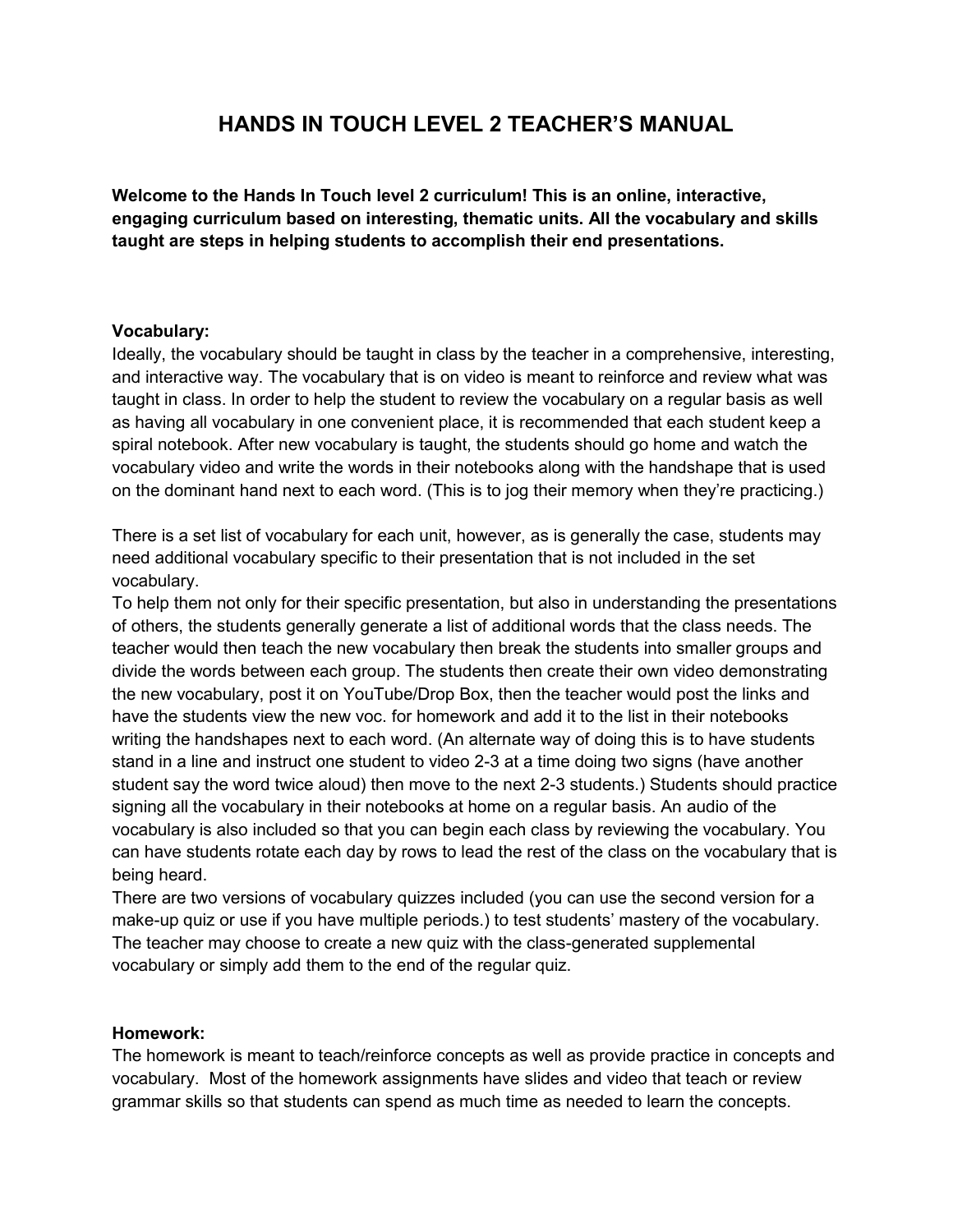# HANDS IN TOUCH LEVEL 2 TEACHER'S MANUAL

**Welcome to the Hands In Touch level 2 curriculum! This is an online, interactive, engaging curriculum based on interesting, thematic units. All the vocabulary and skills taught are steps in helping students to accomplish their end presentations.**

**Vocabulary:**

Ideally, the vocabulary should be taught in class by the teacher in a comprehensive, interesting, and interactive way. The vocabulary that is on video is meant to reinforce and review what was taught in class. In order to help the student to review the vocabulary on a regular basis as well as having all vocabulary in one convenient place, it is recommended that each student keep a spiral notebook. After new vocabulary is taught, the students should go home and watch the vocabulary video and write the words in their notebooks along with the handshape that is used on the dominant hand next to each word. (This is to jog their memory when they're practicing.)

There is a set list of vocabulary for each unit, however, as is generally the case, students may need additional vocabulary specific to their presentation that is not included in the set vocabulary.

To help them not only for their specific presentation, but also in understanding the presentations of others, the students generally generate a list of additional words that the class needs. The teacher would then teach the new vocabulary then break the students into smaller groups and divide the words between each group. The students then create their own video demonstrating the new vocabulary, post it on YouTube/Drop Box, then the teacher would post the links and have the students view the new voc. for homework and add it to the list in their notebooks writing the handshapes next to each word. (An alternate way of doing this is to have students stand in a line and instruct one student to video 2-3 at a time doing two signs (have another student say the word twice aloud) then move to the next 2-3 students.) Students should practice signing all the vocabulary in their notebooks at home on a regular basis. An audio of the vocabulary is also included so that you can begin each class by reviewing the vocabulary. You can have students rotate each day by rows to lead the rest of the class on the vocabulary that is being heard.

There are two versions of vocabulary quizzes included (you can use the second version for a make-up quiz or use if you have multiple periods.) to test students' mastery of the vocabulary. The teacher may choose to create a new quiz with the class-generated supplemental vocabulary or simply add them to the end of the regular quiz.

**Homework:**

The homework is meant to teach/reinforce concepts as well as provide practice in concepts and vocabulary. Most of the homework assignments have slides and video that teach or review grammar skills so that students can spend as much time as needed to learn the concepts.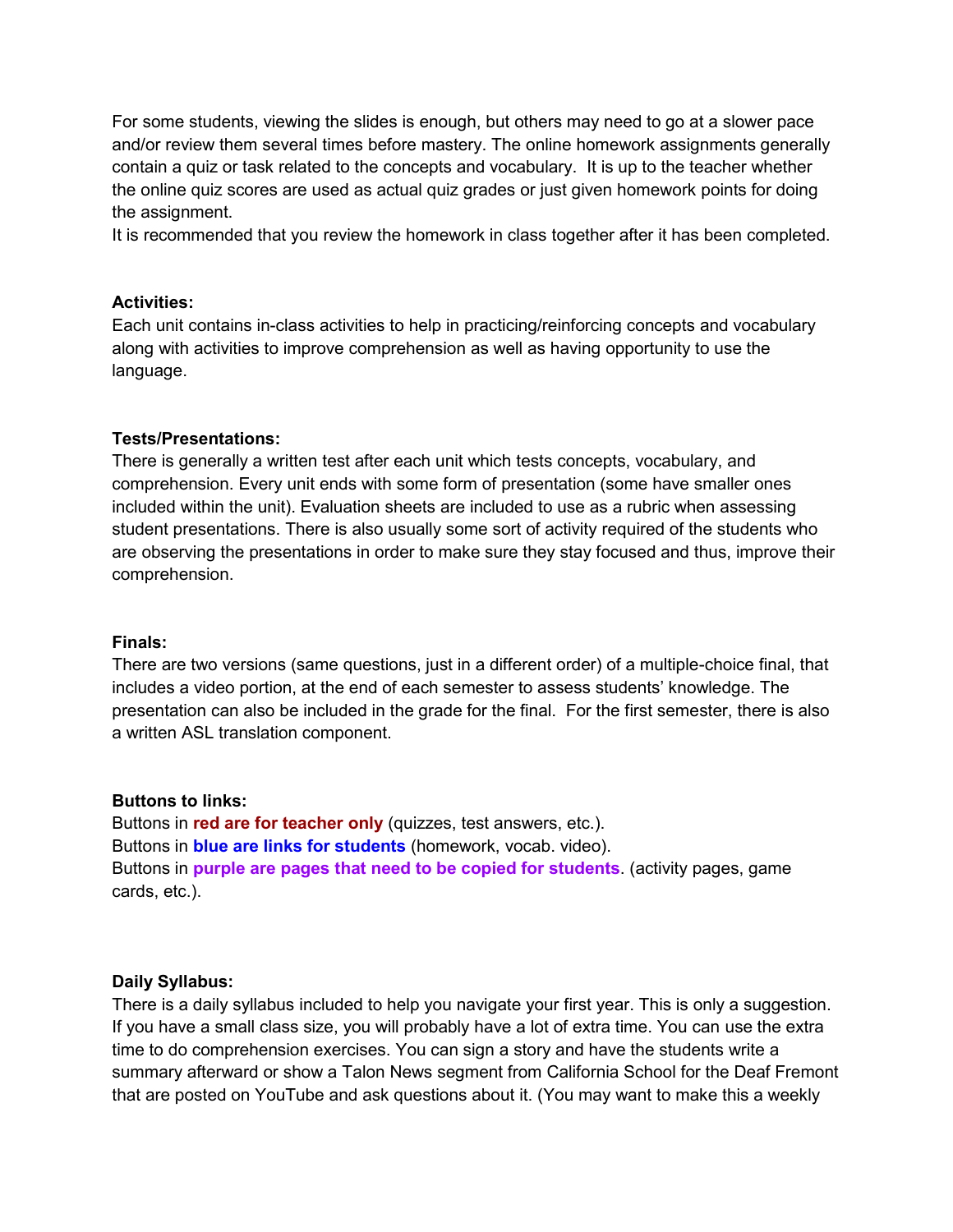For some students, viewing the slides is enough, but others may need to go at a slower pace and/or review them several times before mastery. The online homework assignments generally contain a quiz or task related to the concepts and vocabulary. It is up to the teacher whether the online quiz scores are used as actual quiz grades or just given homework points for doing the assignment.
It is recommended that you review the homework in class together after it has been completed.

**Activities:**
Each unit contains in-class activities to help in practicing/reinforcing concepts and vocabulary along with activities to improve comprehension as well as having opportunity to use the language.

**Tests/Presentations:**
There is generally a written test after each unit which tests concepts, vocabulary, and comprehension. Every unit ends with some form of presentation (some have smaller ones included within the unit). Evaluation sheets are included to use as a rubric when assessing student presentations. There is also usually some sort of activity required of the students who are observing the presentations in order to make sure they stay focused and thus, improve their comprehension.

**Finals:**
There are two versions (same questions, just in a different order) of a multiple-choice final, that includes a video portion, at the end of each semester to assess students' knowledge. The presentation can also be included in the grade for the final. For the first semester, there is also a written ASL translation component.

**Buttons to links:**
Buttons in **red are for teacher only** (quizzes, test answers, etc.).
Buttons in **blue are links for students** (homework, vocab. video).
Buttons in **purple are pages that need to be copied for students**. (activity pages, game cards, etc.).

**Daily Syllabus:**
There is a daily syllabus included to help you navigate your first year. This is only a suggestion. If you have a small class size, you will probably have a lot of extra time. You can use the extra time to do comprehension exercises. You can sign a story and have the students write a summary afterward or show a Talon News segment from California School for the Deaf Fremont that are posted on YouTube and ask questions about it. (You may want to make this a weekly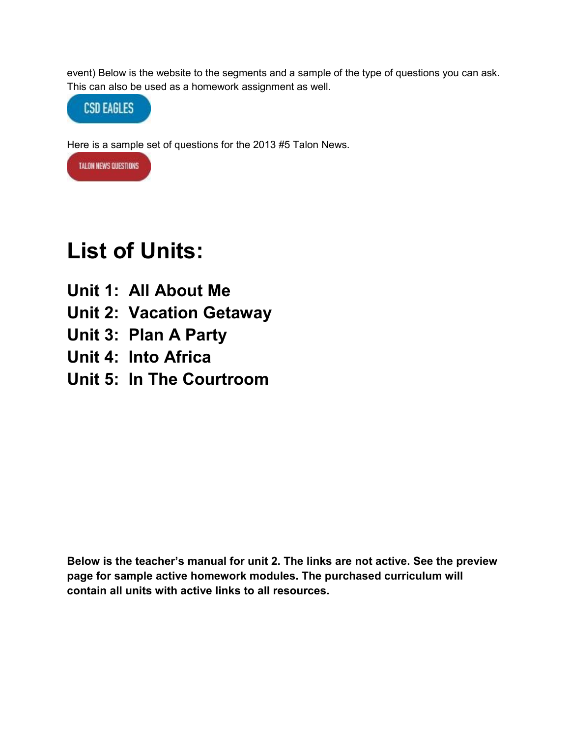event) Below is the website to the segments and a sample of the type of questions you can ask. This can also be used as a homework assignment as well.

CSD EAGLES

Here is a sample set of questions for the 2013 #5 Talon News.

TALON NEWS QUESTIONS

# List of Units:

## Unit 1: All About Me
## Unit 2: Vacation Getaway
## Unit 3: Plan A Party
## Unit 4: Into Africa
## Unit 5: In The Courtroom

**Below is the teacher's manual for unit 2. The links are not active. See the preview page for sample active homework modules. The purchased curriculum will contain all units with active links to all resources.**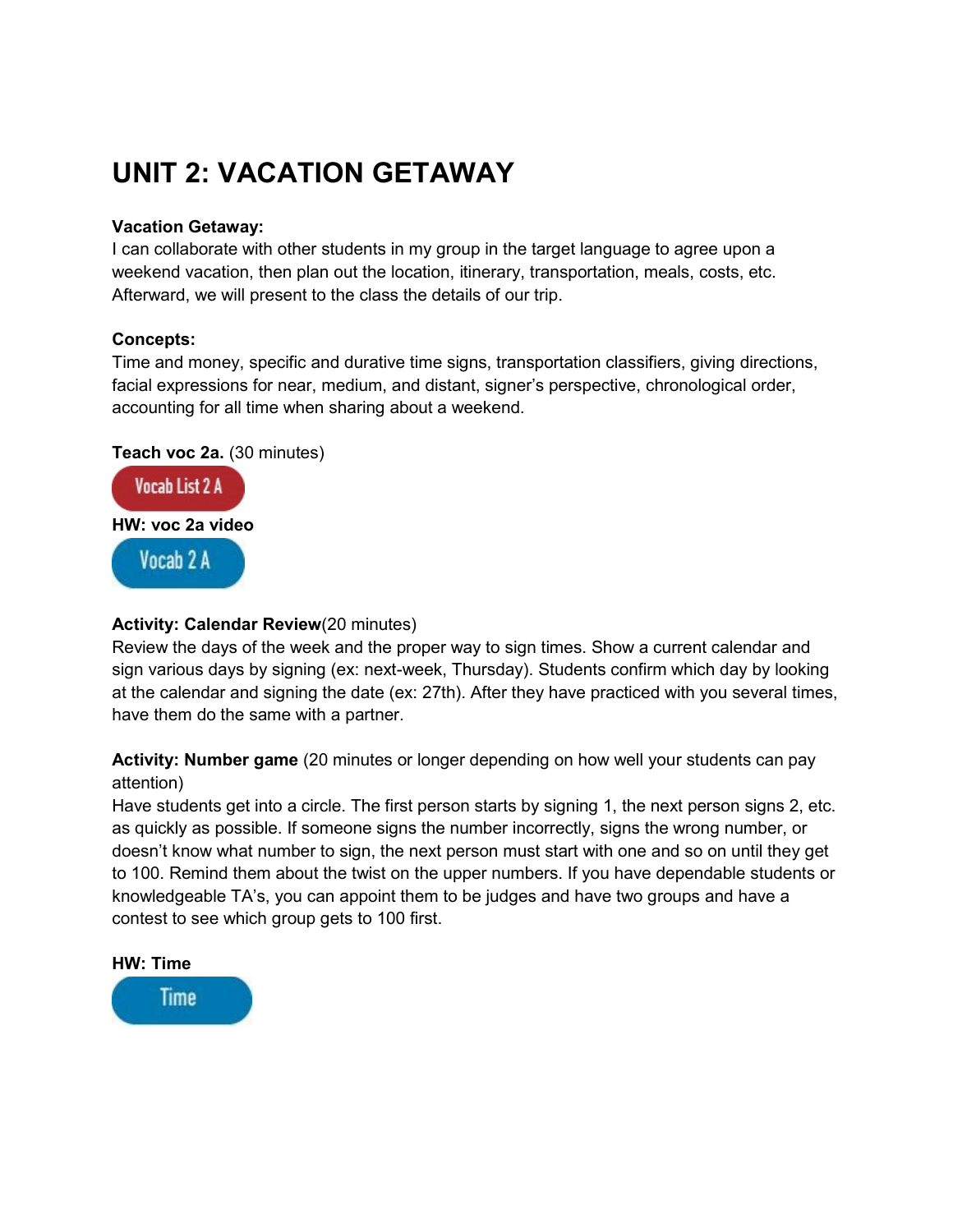# UNIT 2: VACATION GETAWAY

**Vacation Getaway:**
I can collaborate with other students in my group in the target language to agree upon a weekend vacation, then plan out the location, itinerary, transportation, meals, costs, etc. Afterward, we will present to the class the details of our trip.

**Concepts:**
Time and money, specific and durative time signs, transportation classifiers, giving directions, facial expressions for near, medium, and distant, signer's perspective, chronological order, accounting for all time when sharing about a weekend.

**Teach voc 2a.** (30 minutes)

Vocab List 2 A

**HW: voc 2a video**

Vocab 2 A

**Activity: Calendar Review**(20 minutes)
Review the days of the week and the proper way to sign times. Show a current calendar and sign various days by signing (ex: next-week, Thursday). Students confirm which day by looking at the calendar and signing the date (ex: 27th). After they have practiced with you several times, have them do the same with a partner.

**Activity: Number game** (20 minutes or longer depending on how well your students can pay attention)
Have students get into a circle. The first person starts by signing 1, the next person signs 2, etc. as quickly as possible. If someone signs the number incorrectly, signs the wrong number, or doesn't know what number to sign, the next person must start with one and so on until they get to 100. Remind them about the twist on the upper numbers. If you have dependable students or knowledgeable TA's, you can appoint them to be judges and have two groups and have a contest to see which group gets to 100 first.

**HW: Time**

Time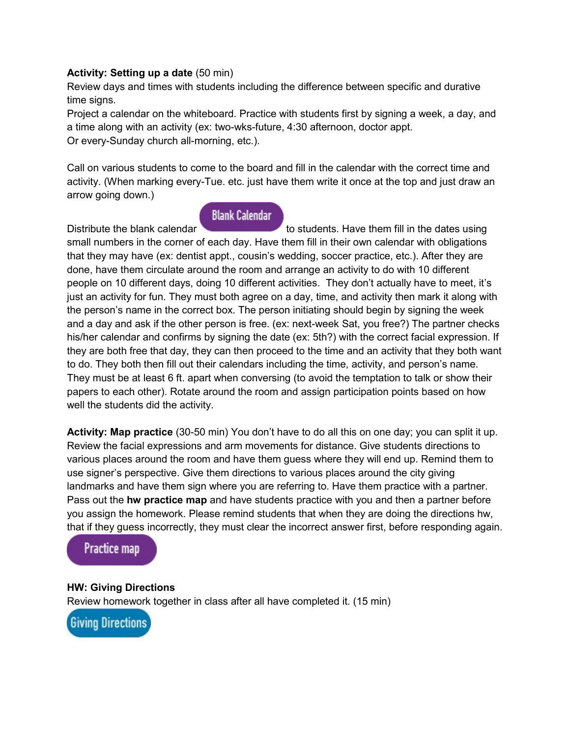**Activity: Setting up a date** (50 min)
Review days and times with students including the difference between specific and durative time signs.
Project a calendar on the whiteboard. Practice with students first by signing a week, a day, and a time along with an activity (ex: two-wks-future, 4:30 afternoon, doctor appt.
Or every-Sunday church all-morning, etc.).

Call on various students to come to the board and fill in the calendar with the correct time and activity. (When marking every-Tue. etc. just have them write it once at the top and just draw an arrow going down.)

Distribute the blank calendar Blank Calendar to students. Have them fill in the dates using small numbers in the corner of each day. Have them fill in their own calendar with obligations that they may have (ex: dentist appt., cousin's wedding, soccer practice, etc.). After they are done, have them circulate around the room and arrange an activity to do with 10 different people on 10 different days, doing 10 different activities. They don't actually have to meet, it's just an activity for fun. They must both agree on a day, time, and activity then mark it along with the person's name in the correct box. The person initiating should begin by signing the week and a day and ask if the other person is free. (ex: next-week Sat, you free?) The partner checks his/her calendar and confirms by signing the date (ex: 5th?) with the correct facial expression. If they are both free that day, they can then proceed to the time and an activity that they both want to do. They both then fill out their calendars including the time, activity, and person's name. They must be at least 6 ft. apart when conversing (to avoid the temptation to talk or show their papers to each other). Rotate around the room and assign participation points based on how well the students did the activity.

**Activity: Map practice** (30-50 min) You don't have to do all this on one day; you can split it up. Review the facial expressions and arm movements for distance. Give students directions to various places around the room and have them guess where they will end up. Remind them to use signer's perspective. Give them directions to various places around the city giving landmarks and have them sign where you are referring to. Have them practice with a partner. Pass out the **hw practice map** and have students practice with you and then a partner before you assign the homework. Please remind students that when they are doing the directions hw, that if they guess incorrectly, they must clear the incorrect answer first, before responding again.

Practice map

**HW: Giving Directions**
Review homework together in class after all have completed it. (15 min)

Giving Directions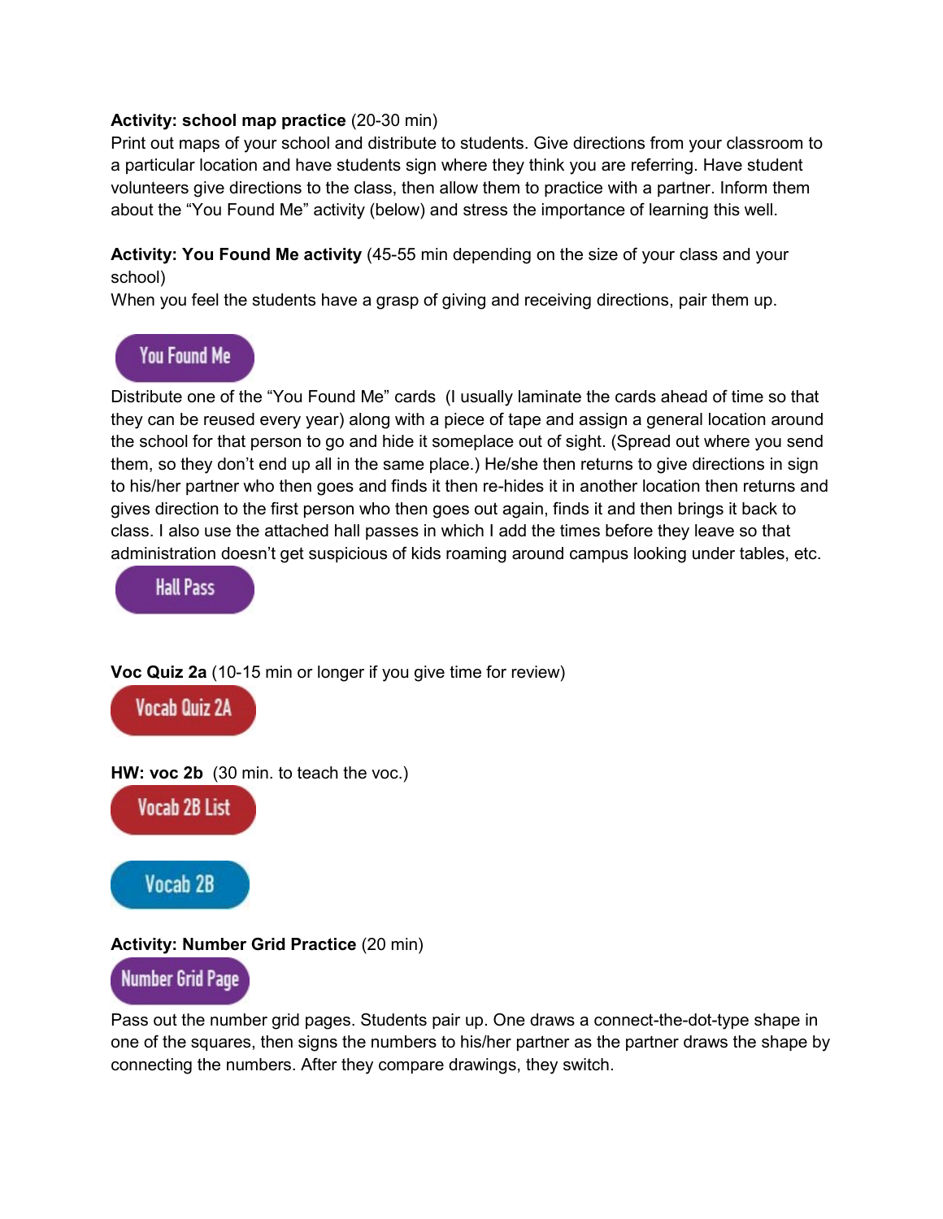**Activity: school map practice** (20-30 min)
Print out maps of your school and distribute to students. Give directions from your classroom to a particular location and have students sign where they think you are referring. Have student volunteers give directions to the class, then allow them to practice with a partner. Inform them about the "You Found Me" activity (below) and stress the importance of learning this well.

**Activity: You Found Me activity** (45-55 min depending on the size of your class and your school)
When you feel the students have a grasp of giving and receiving directions, pair them up.

You Found Me

Distribute one of the "You Found Me" cards (I usually laminate the cards ahead of time so that they can be reused every year) along with a piece of tape and assign a general location around the school for that person to go and hide it someplace out of sight. (Spread out where you send them, so they don't end up all in the same place.) He/she then returns to give directions in sign to his/her partner who then goes and finds it then re-hides it in another location then returns and gives direction to the first person who then goes out again, finds it and then brings it back to class. I also use the attached hall passes in which I add the times before they leave so that administration doesn't get suspicious of kids roaming around campus looking under tables, etc.

Hall Pass

**Voc Quiz 2a** (10-15 min or longer if you give time for review)

Vocab Quiz 2A

**HW: voc 2b** (30 min. to teach the voc.)

Vocab 2B List

Vocab 2B

**Activity: Number Grid Practice** (20 min)

Number Grid Page

Pass out the number grid pages. Students pair up. One draws a connect-the-dot-type shape in one of the squares, then signs the numbers to his/her partner as the partner draws the shape by connecting the numbers. After they compare drawings, they switch.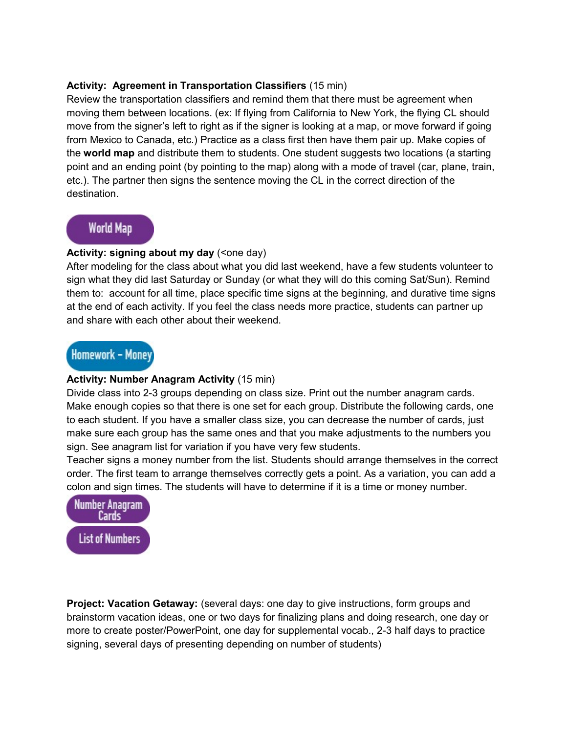**Activity: Agreement in Transportation Classifiers** (15 min)
Review the transportation classifiers and remind them that there must be agreement when moving them between locations. (ex: If flying from California to New York, the flying CL should move from the signer's left to right as if the signer is looking at a map, or move forward if going from Mexico to Canada, etc.) Practice as a class first then have them pair up. Make copies of the **world map** and distribute them to students. One student suggests two locations (a starting point and an ending point (by pointing to the map) along with a mode of travel (car, plane, train, etc.). The partner then signs the sentence moving the CL in the correct direction of the destination.

World Map

**Activity: signing about my day** (<one day)
After modeling for the class about what you did last weekend, have a few students volunteer to sign what they did last Saturday or Sunday (or what they will do this coming Sat/Sun). Remind them to: account for all time, place specific time signs at the beginning, and durative time signs at the end of each activity. If you feel the class needs more practice, students can partner up and share with each other about their weekend.

Homework - Money

**Activity: Number Anagram Activity** (15 min)
Divide class into 2-3 groups depending on class size. Print out the number anagram cards. Make enough copies so that there is one set for each group. Distribute the following cards, one to each student. If you have a smaller class size, you can decrease the number of cards, just make sure each group has the same ones and that you make adjustments to the numbers you sign. See anagram list for variation if you have very few students.
Teacher signs a money number from the list. Students should arrange themselves in the correct order. The first team to arrange themselves correctly gets a point. As a variation, you can add a colon and sign times. The students will have to determine if it is a time or money number.

Number Anagram Cards

List of Numbers

**Project: Vacation Getaway:** (several days: one day to give instructions, form groups and brainstorm vacation ideas, one or two days for finalizing plans and doing research, one day or more to create poster/PowerPoint, one day for supplemental vocab., 2-3 half days to practice signing, several days of presenting depending on number of students)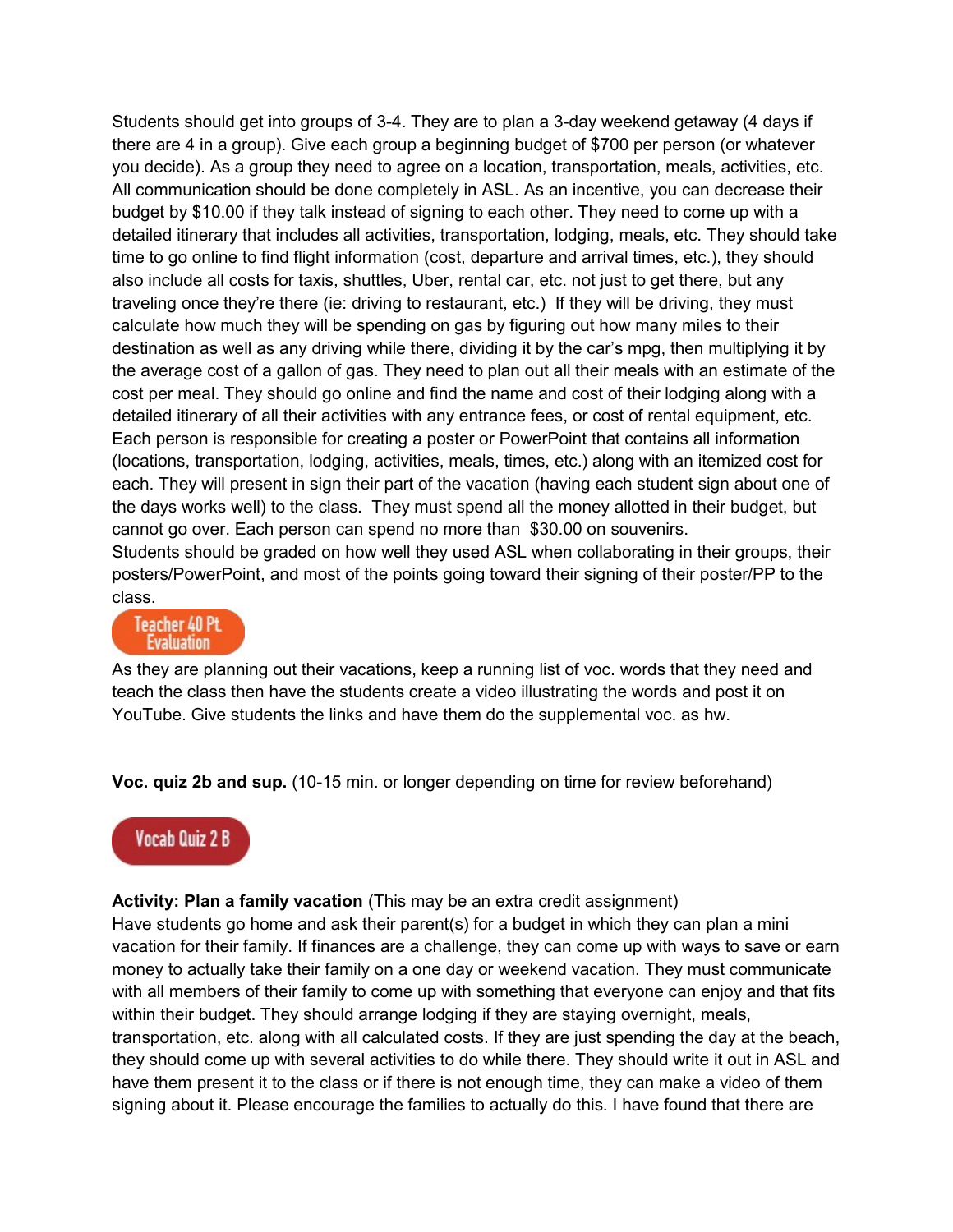Students should get into groups of 3-4. They are to plan a 3-day weekend getaway (4 days if there are 4 in a group). Give each group a beginning budget of $700 per person (or whatever you decide). As a group they need to agree on a location, transportation, meals, activities, etc. All communication should be done completely in ASL. As an incentive, you can decrease their budget by $10.00 if they talk instead of signing to each other. They need to come up with a detailed itinerary that includes all activities, transportation, lodging, meals, etc. They should take time to go online to find flight information (cost, departure and arrival times, etc.), they should also include all costs for taxis, shuttles, Uber, rental car, etc. not just to get there, but any traveling once they're there (ie: driving to restaurant, etc.) If they will be driving, they must calculate how much they will be spending on gas by figuring out how many miles to their destination as well as any driving while there, dividing it by the car's mpg, then multiplying it by the average cost of a gallon of gas. They need to plan out all their meals with an estimate of the cost per meal. They should go online and find the name and cost of their lodging along with a detailed itinerary of all their activities with any entrance fees, or cost of rental equipment, etc. Each person is responsible for creating a poster or PowerPoint that contains all information (locations, transportation, lodging, activities, meals, times, etc.) along with an itemized cost for each. They will present in sign their part of the vacation (having each student sign about one of the days works well) to the class. They must spend all the money allotted in their budget, but cannot go over. Each person can spend no more than $30.00 on souvenirs.
Students should be graded on how well they used ASL when collaborating in their groups, their posters/PowerPoint, and most of the points going toward their signing of their poster/PP to the class.

Teacher 40 Pt. Evaluation

As they are planning out their vacations, keep a running list of voc. words that they need and teach the class then have the students create a video illustrating the words and post it on YouTube. Give students the links and have them do the supplemental voc. as hw.

**Voc. quiz 2b and sup.** (10-15 min. or longer depending on time for review beforehand)

Vocab Quiz 2 B

**Activity: Plan a family vacation** (This may be an extra credit assignment)
Have students go home and ask their parent(s) for a budget in which they can plan a mini vacation for their family. If finances are a challenge, they can come up with ways to save or earn money to actually take their family on a one day or weekend vacation. They must communicate with all members of their family to come up with something that everyone can enjoy and that fits within their budget. They should arrange lodging if they are staying overnight, meals, transportation, etc. along with all calculated costs. If they are just spending the day at the beach, they should come up with several activities to do while there. They should write it out in ASL and have them present it to the class or if there is not enough time, they can make a video of them signing about it. Please encourage the families to actually do this. I have found that there are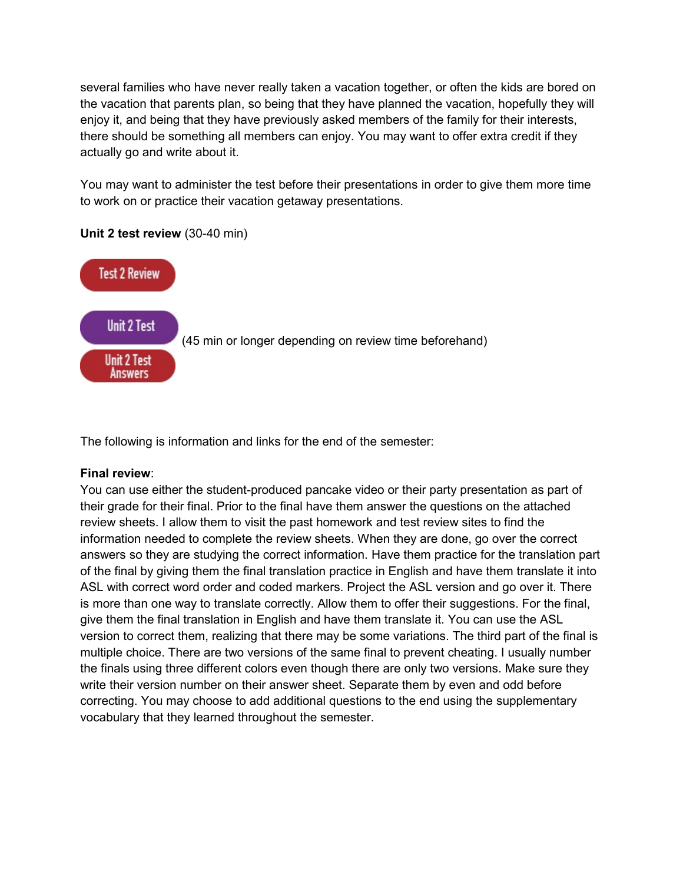several families who have never really taken a vacation together, or often the kids are bored on the vacation that parents plan, so being that they have planned the vacation, hopefully they will enjoy it, and being that they have previously asked members of the family for their interests, there should be something all members can enjoy. You may want to offer extra credit if they actually go and write about it.

You may want to administer the test before their presentations in order to give them more time to work on or practice their vacation getaway presentations.

**Unit 2 test review** (30-40 min)

Test 2 Review

Unit 2 Test (45 min or longer depending on review time beforehand)

Unit 2 Test Answers

The following is information and links for the end of the semester:

**Final review**:
You can use either the student-produced pancake video or their party presentation as part of their grade for their final. Prior to the final have them answer the questions on the attached review sheets. I allow them to visit the past homework and test review sites to find the information needed to complete the review sheets. When they are done, go over the correct answers so they are studying the correct information. Have them practice for the translation part of the final by giving them the final translation practice in English and have them translate it into ASL with correct word order and coded markers. Project the ASL version and go over it. There is more than one way to translate correctly. Allow them to offer their suggestions. For the final, give them the final translation in English and have them translate it. You can use the ASL version to correct them, realizing that there may be some variations. The third part of the final is multiple choice. There are two versions of the same final to prevent cheating. I usually number the finals using three different colors even though there are only two versions. Make sure they write their version number on their answer sheet. Separate them by even and odd before correcting. You may choose to add additional questions to the end using the supplementary vocabulary that they learned throughout the semester.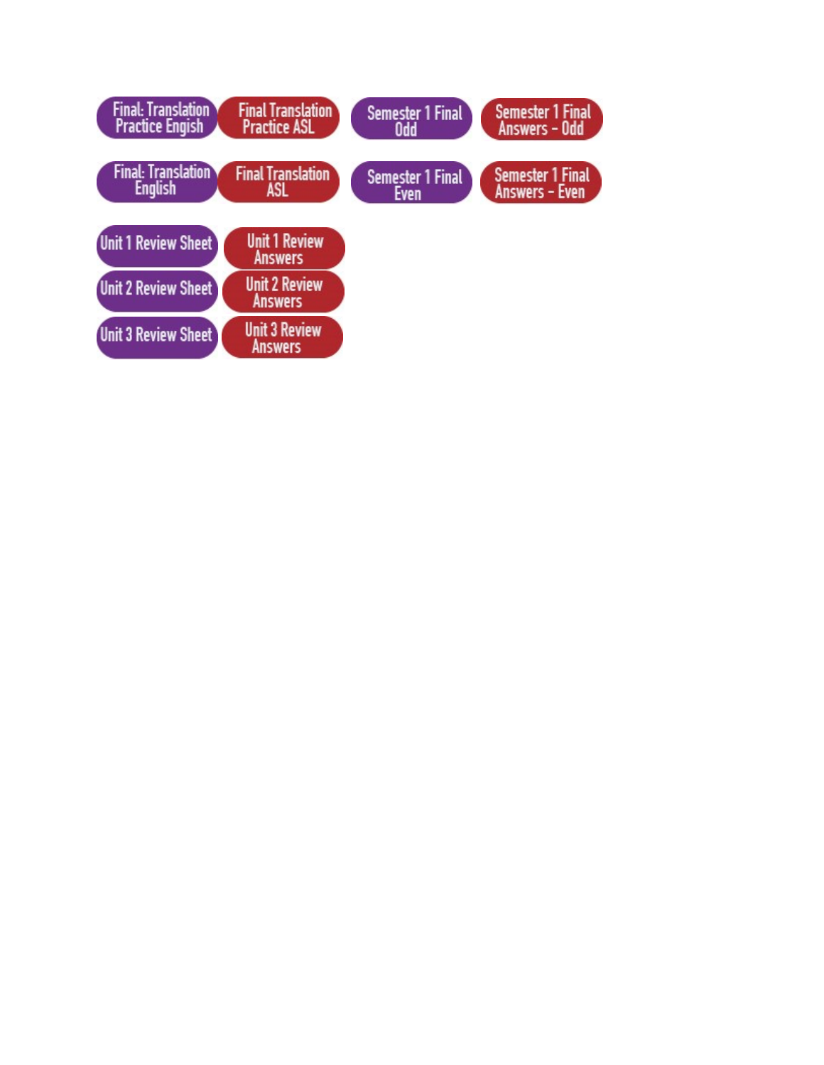Final: Translation Practice Engish

Final Translation Practice ASL

Semester 1 Final Odd

Semester 1 Final Answers - Odd

Final: Translation English

Final Translation ASL

Semester 1 Final Even

Semester 1 Final Answers - Even

Unit 1 Review Sheet

Unit 1 Review Answers

Unit 2 Review Sheet

Unit 2 Review Answers

Unit 3 Review Sheet

Unit 3 Review Answers